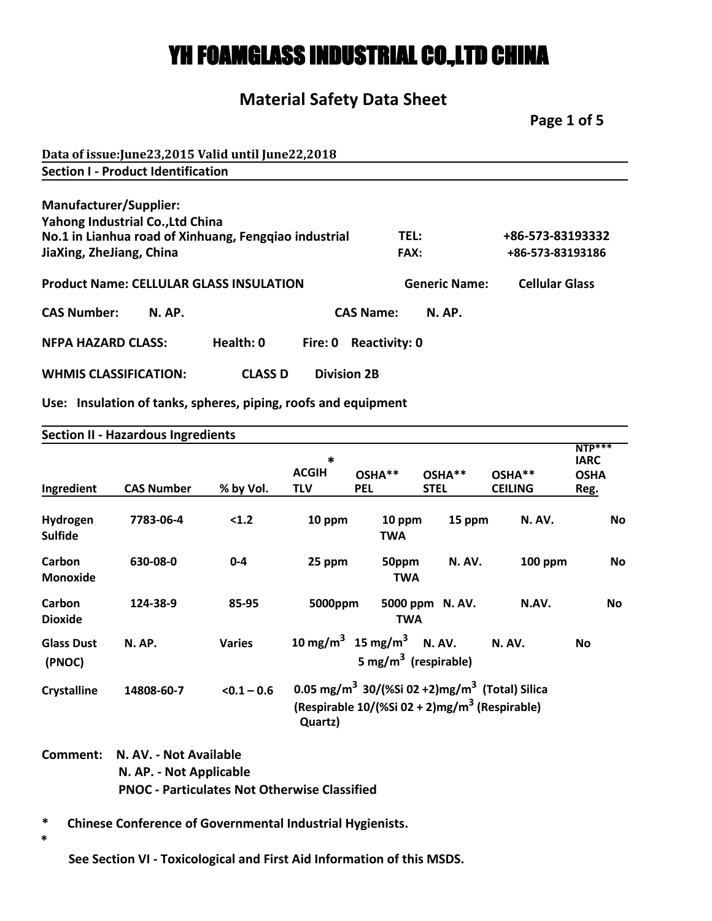# YH FOAMGLASS INDUSTRIAL CO.,LTD CHINA

## Material Safety Data Sheet

**Data of issue:June23,2015 Valid until June22,2018**

### Section I - Product Identification

**Manufacturer/Supplier:**
**Yahong Industrial Co.,Ltd China**
**No.1 in Lianhua road of Xinhuang, Fengqiao industrial** **TEL:** **+86-573-83193332**
**JiaXing, ZheJiang, China** **FAX:** **+86-573-83193186**

**Product Name: CELLULAR GLASS INSULATION** **Generic Name:** **Cellular Glass**

**CAS Number:** **N. AP.** **CAS Name:** **N. AP.**

**NFPA HAZARD CLASS:** **Health: 0** **Fire: 0** **Reactivity: 0**

**WHMIS CLASSIFICATION:** **CLASS D** **Division 2B**

**Use: Insulation of tanks, spheres, piping, roofs and equipment**

### Section II - Hazardous Ingredients

| Ingredient | CAS Number | % by Vol. | * ACGIH TLV | OSHA** PEL | OSHA** STEL | OSHA** CEILING | NTP*** IARC OSHA Reg. |
|---|---|---|---|---|---|---|---|
| Hydrogen Sulfide | 7783-06-4 | <1.2 | 10 ppm | 10 ppm TWA | 15 ppm | N. AV. | No |
| Carbon Monoxide | 630-08-0 | 0-4 | 25 ppm | 50ppm TWA | N. AV. | 100 ppm | No |
| Carbon Dioxide | 124-38-9 | 85-95 | 5000ppm | 5000 ppm TWA | N. AV. | N.AV. | No |
| Glass Dust (PNOC) | N. AP. | Varies | 10 $mg/m^3$ | 15 $mg/m^3$ 5 $mg/m^3$ (respirable) | N. AV. | N. AV. | No |
| Crystalline | 14808-60-7 | <0.1 – 0.6 | 0.05 $mg/m^3$ (Respirable Quartz) | 30/(%Si 02 +2)$mg/m^3$ (Total) Silica 10/(%Si 02 + 2)$mg/m^3$ (Respirable) | | | |

**Comment:** **N. AV. - Not Available**
**N. AP. - Not Applicable**
**PNOC - Particulates Not Otherwise Classified**

\* **Chinese Conference of Governmental Industrial Hygienists.**

\*

**See Section VI - Toxicological and First Aid Information of this MSDS.**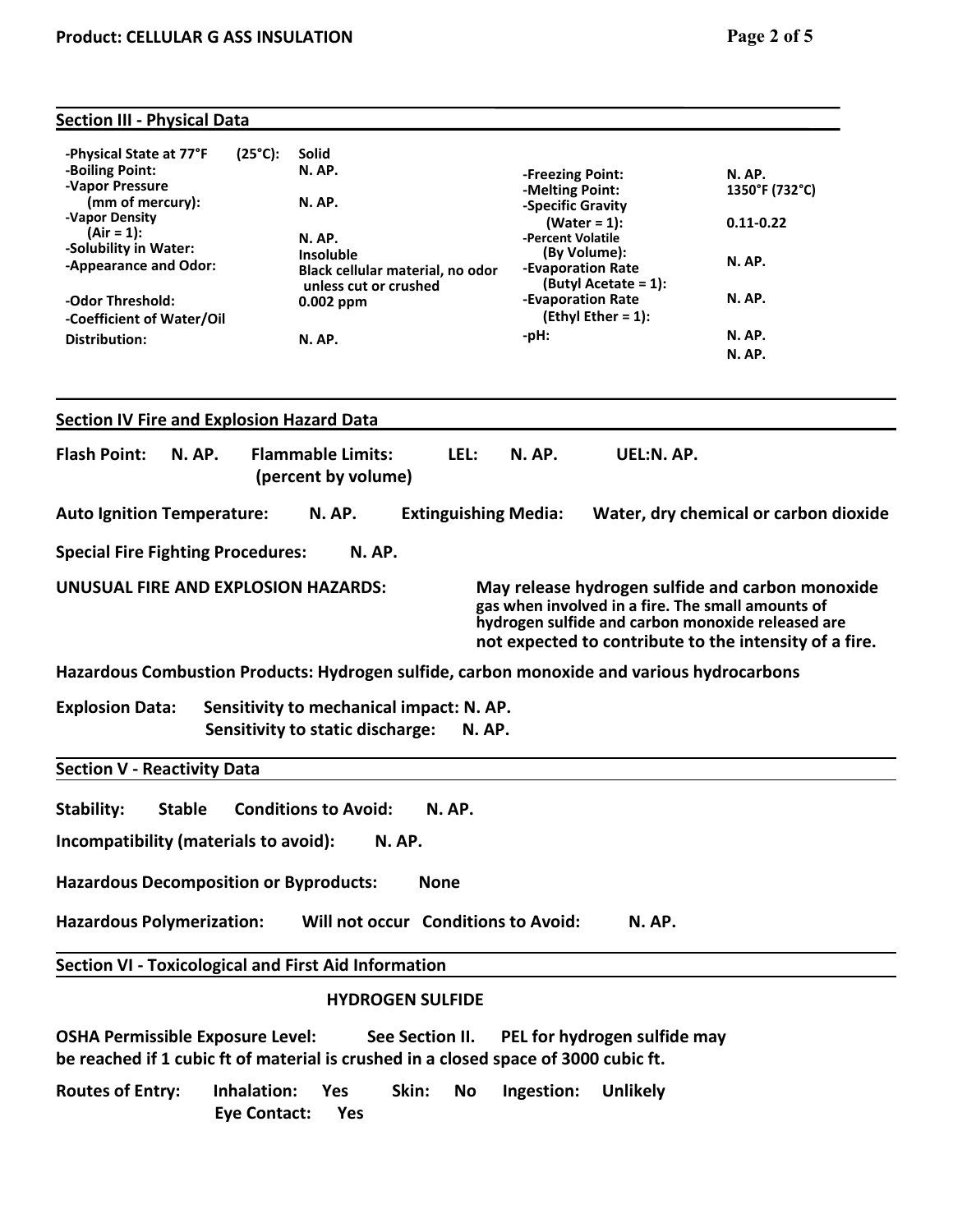## Section III - Physical Data

| | | | |
|---|---|---|---|
| -Physical State at 77°F (25°C): | Solid | -Freezing Point: | N. AP. |
| -Boiling Point: | N. AP. | -Melting Point: | 1350°F (732°C) |
| -Vapor Pressure (mm of mercury): | N. AP. | -Specific Gravity (Water = 1): | 0.11-0.22 |
| -Vapor Density (Air = 1): | N. AP. | -Percent Volatile (By Volume): | N. AP. |
| -Solubility in Water: | Insoluble | -Evaporation Rate (Butyl Acetate = 1): | N. AP. |
| -Appearance and Odor: | Black cellular material, no odor unless cut or crushed | -Evaporation Rate (Ethyl Ether = 1): | N. AP. |
| -Odor Threshold: | 0.002 ppm | -pH: | N. AP. |
| -Coefficient of Water/Oil Distribution: | N. AP. | | |

## Section IV Fire and Explosion Hazard Data

**Flash Point:** N. AP. **Flammable Limits: (percent by volume)** LEL: N. AP. UEL: N. AP.

**Auto Ignition Temperature:** N. AP. **Extinguishing Media:** Water, dry chemical or carbon dioxide

**Special Fire Fighting Procedures:** N. AP.

**UNUSUAL FIRE AND EXPLOSION HAZARDS:** May release hydrogen sulfide and carbon monoxide gas when involved in a fire. The small amounts of hydrogen sulfide and carbon monoxide released are not expected to contribute to the intensity of a fire.

**Hazardous Combustion Products:** Hydrogen sulfide, carbon monoxide and various hydrocarbons

**Explosion Data:** Sensitivity to mechanical impact: N. AP.
Sensitivity to static discharge: N. AP.

## Section V - Reactivity Data

**Stability:** Stable **Conditions to Avoid:** N. AP.

**Incompatibility (materials to avoid):** N. AP.

**Hazardous Decomposition or Byproducts:** None

**Hazardous Polymerization:** Will not occur **Conditions to Avoid:** N. AP.

## Section VI - Toxicological and First Aid Information

### HYDROGEN SULFIDE

**OSHA Permissible Exposure Level:** See Section II. PEL for hydrogen sulfide may be reached if 1 cubic ft of material is crushed in a closed space of 3000 cubic ft.

**Routes of Entry:** Inhalation: Yes Skin: No Ingestion: Unlikely
Eye Contact: Yes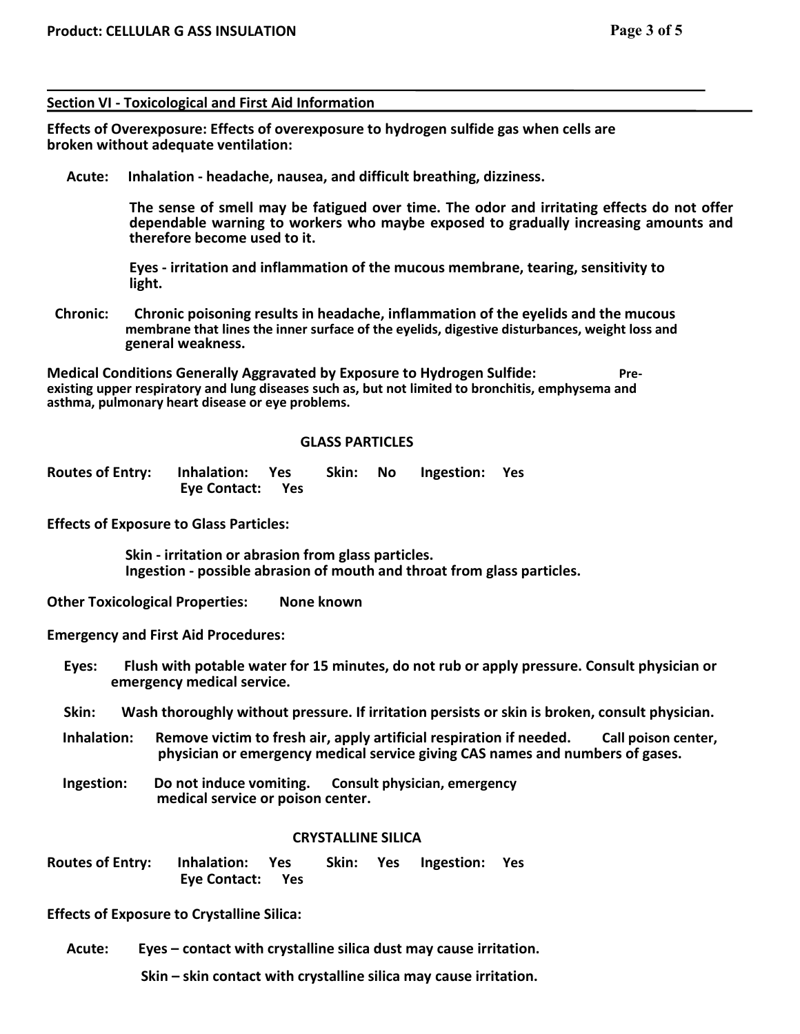## Section VI - Toxicological and First Aid Information

**Effects of Overexposure: Effects of overexposure to hydrogen sulfide gas when cells are broken without adequate ventilation:**

**Acute:** Inhalation - headache, nausea, and difficult breathing, dizziness.

The sense of smell may be fatigued over time. The odor and irritating effects do not offer dependable warning to workers who maybe exposed to gradually increasing amounts and therefore become used to it.

Eyes - irritation and inflammation of the mucous membrane, tearing, sensitivity to light.

**Chronic:** Chronic poisoning results in headache, inflammation of the eyelids and the mucous membrane that lines the inner surface of the eyelids, digestive disturbances, weight loss and general weakness.

**Medical Conditions Generally Aggravated by Exposure to Hydrogen Sulfide:** Pre-existing upper respiratory and lung diseases such as, but not limited to bronchitis, emphysema and asthma, pulmonary heart disease or eye problems.

### GLASS PARTICLES

**Routes of Entry:** Inhalation: Yes Skin: No Ingestion: Yes
Eye Contact: Yes

**Effects of Exposure to Glass Particles:**

Skin - irritation or abrasion from glass particles.
Ingestion - possible abrasion of mouth and throat from glass particles.

**Other Toxicological Properties:** None known

**Emergency and First Aid Procedures:**

**Eyes:** Flush with potable water for 15 minutes, do not rub or apply pressure. Consult physician or emergency medical service.

**Skin:** Wash thoroughly without pressure. If irritation persists or skin is broken, consult physician.

**Inhalation:** Remove victim to fresh air, apply artificial respiration if needed. Call poison center, physician or emergency medical service giving CAS names and numbers of gases.

**Ingestion:** Do not induce vomiting. Consult physician, emergency medical service or poison center.

### CRYSTALLINE SILICA

**Routes of Entry:** Inhalation: Yes Skin: Yes Ingestion: Yes
Eye Contact: Yes

**Effects of Exposure to Crystalline Silica:**

**Acute:** Eyes – contact with crystalline silica dust may cause irritation.

Skin – skin contact with crystalline silica may cause irritation.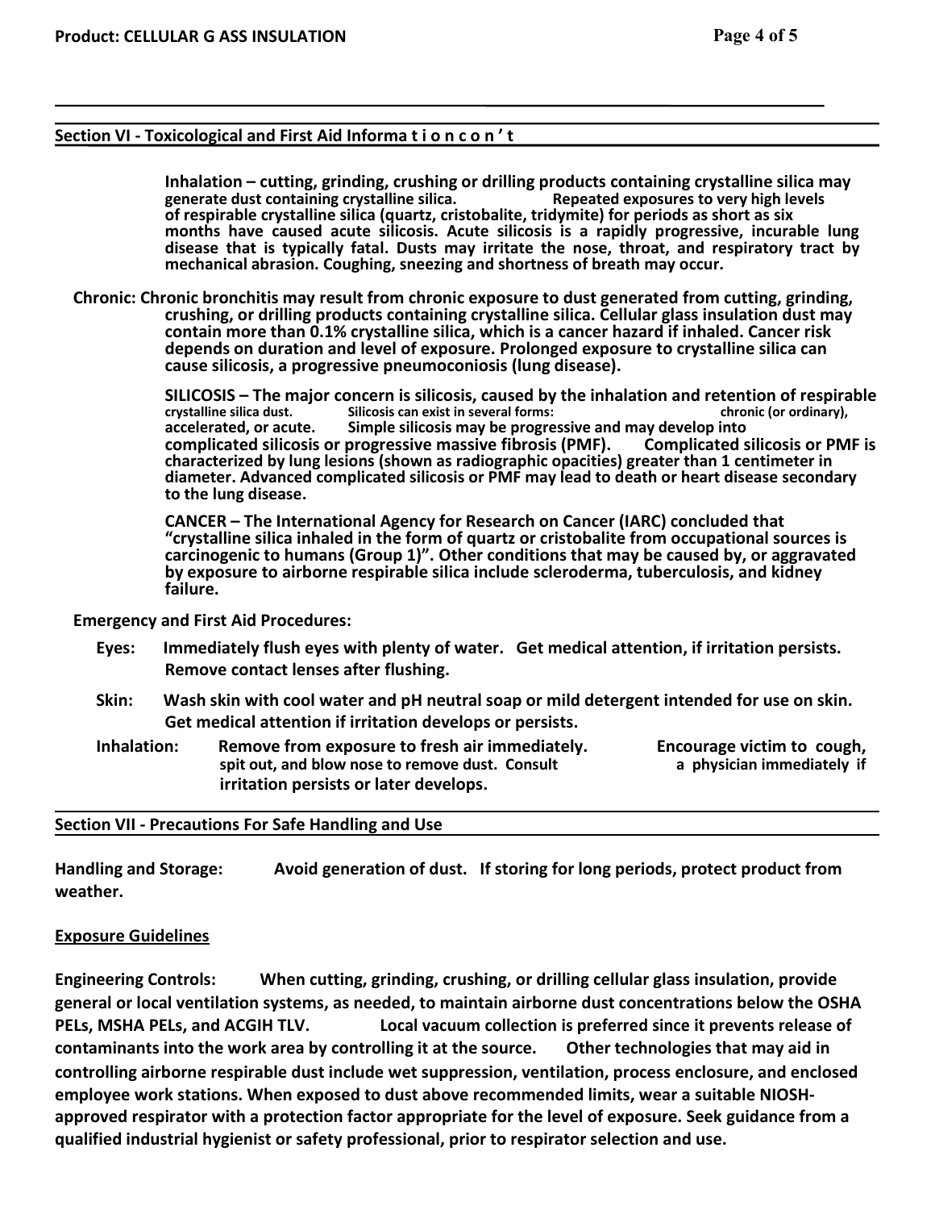## Section VI - Toxicological and First Aid Information con't

**Inhalation – cutting, grinding, crushing or drilling products containing crystalline silica may generate dust containing crystalline silica. Repeated exposures to very high levels of respirable crystalline silica (quartz, cristobalite, tridymite) for periods as short as six months have caused acute silicosis. Acute silicosis is a rapidly progressive, incurable lung disease that is typically fatal. Dusts may irritate the nose, throat, and respiratory tract by mechanical abrasion. Coughing, sneezing and shortness of breath may occur.**

**Chronic: Chronic bronchitis may result from chronic exposure to dust generated from cutting, grinding, crushing, or drilling products containing crystalline silica. Cellular glass insulation dust may contain more than 0.1% crystalline silica, which is a cancer hazard if inhaled. Cancer risk depends on duration and level of exposure. Prolonged exposure to crystalline silica can cause silicosis, a progressive pneumoconiosis (lung disease).**

**SILICOSIS – The major concern is silicosis, caused by the inhalation and retention of respirable crystalline silica dust. Silicosis can exist in several forms: chronic (or ordinary), accelerated, or acute. Simple silicosis may be progressive and may develop into complicated silicosis or progressive massive fibrosis (PMF). Complicated silicosis or PMF is characterized by lung lesions (shown as radiographic opacities) greater than 1 centimeter in diameter. Advanced complicated silicosis or PMF may lead to death or heart disease secondary to the lung disease.**

**CANCER – The International Agency for Research on Cancer (IARC) concluded that "crystalline silica inhaled in the form of quartz or cristobalite from occupational sources is carcinogenic to humans (Group 1)". Other conditions that may be caused by, or aggravated by exposure to airborne respirable silica include scleroderma, tuberculosis, and kidney failure.**

**Emergency and First Aid Procedures:**

**Eyes:** **Immediately flush eyes with plenty of water. Get medical attention, if irritation persists. Remove contact lenses after flushing.**

**Skin:** **Wash skin with cool water and pH neutral soap or mild detergent intended for use on skin. Get medical attention if irritation develops or persists.**

**Inhalation:** **Remove from exposure to fresh air immediately. Encourage victim to cough, spit out, and blow nose to remove dust. Consult a physician immediately if irritation persists or later develops.**

## Section VII - Precautions For Safe Handling and Use

**Handling and Storage:** **Avoid generation of dust. If storing for long periods, protect product from weather.**

**Exposure Guidelines**

**Engineering Controls:** **When cutting, grinding, crushing, or drilling cellular glass insulation, provide general or local ventilation systems, as needed, to maintain airborne dust concentrations below the OSHA PELs, MSHA PELs, and ACGIH TLV. Local vacuum collection is preferred since it prevents release of contaminants into the work area by controlling it at the source. Other technologies that may aid in controlling airborne respirable dust include wet suppression, ventilation, process enclosure, and enclosed employee work stations. When exposed to dust above recommended limits, wear a suitable NIOSH-approved respirator with a protection factor appropriate for the level of exposure. Seek guidance from a qualified industrial hygienist or safety professional, prior to respirator selection and use.**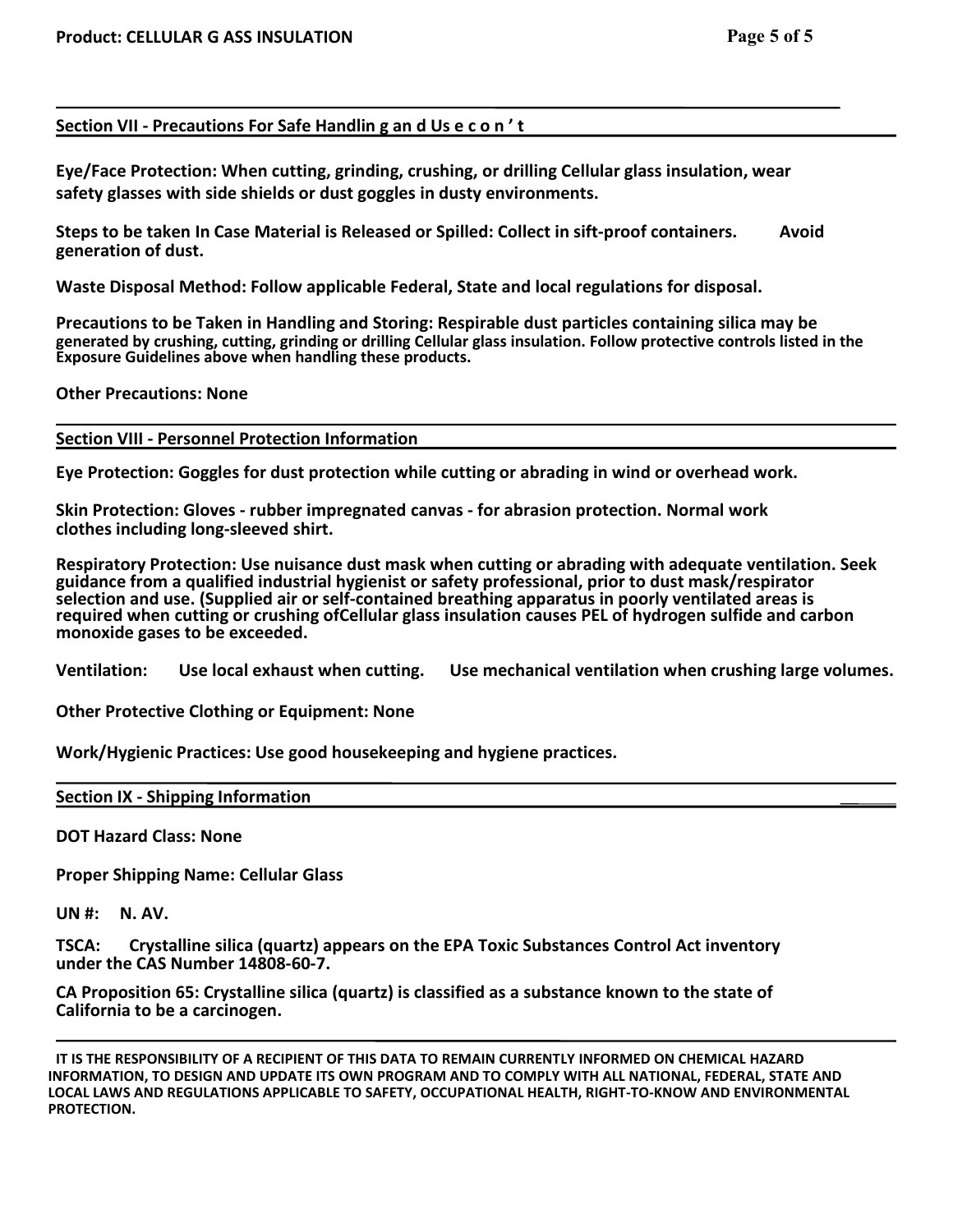## Section VII - Precautions For Safe Handlin g an d Us e c o n ' t

**Eye/Face Protection: When cutting, grinding, crushing, or drilling Cellular glass insulation, wear safety glasses with side shields or dust goggles in dusty environments.**

**Steps to be taken In Case Material is Released or Spilled: Collect in sift-proof containers. Avoid generation of dust.**

**Waste Disposal Method: Follow applicable Federal, State and local regulations for disposal.**

**Precautions to be Taken in Handling and Storing: Respirable dust particles containing silica may be generated by crushing, cutting, grinding or drilling Cellular glass insulation. Follow protective controls listed in the Exposure Guidelines above when handling these products.**

**Other Precautions: None**

## Section VIII - Personnel Protection Information

**Eye Protection: Goggles for dust protection while cutting or abrading in wind or overhead work.**

**Skin Protection: Gloves - rubber impregnated canvas - for abrasion protection. Normal work clothes including long-sleeved shirt.**

**Respiratory Protection: Use nuisance dust mask when cutting or abrading with adequate ventilation. Seek guidance from a qualified industrial hygienist or safety professional, prior to dust mask/respirator selection and use. (Supplied air or self-contained breathing apparatus in poorly ventilated areas is required when cutting or crushing ofCellular glass insulation causes PEL of hydrogen sulfide and carbon monoxide gases to be exceeded.**

**Ventilation: Use local exhaust when cutting. Use mechanical ventilation when crushing large volumes.**

**Other Protective Clothing or Equipment: None**

**Work/Hygienic Practices: Use good housekeeping and hygiene practices.**

## Section IX - Shipping Information

**DOT Hazard Class: None**

**Proper Shipping Name: Cellular Glass**

**UN #: N. AV.**

**TSCA: Crystalline silica (quartz) appears on the EPA Toxic Substances Control Act inventory under the CAS Number 14808-60-7.**

**CA Proposition 65: Crystalline silica (quartz) is classified as a substance known to the state of California to be a carcinogen.**

**IT IS THE RESPONSIBILITY OF A RECIPIENT OF THIS DATA TO REMAIN CURRENTLY INFORMED ON CHEMICAL HAZARD INFORMATION, TO DESIGN AND UPDATE ITS OWN PROGRAM AND TO COMPLY WITH ALL NATIONAL, FEDERAL, STATE AND LOCAL LAWS AND REGULATIONS APPLICABLE TO SAFETY, OCCUPATIONAL HEALTH, RIGHT-TO-KNOW AND ENVIRONMENTAL PROTECTION.**